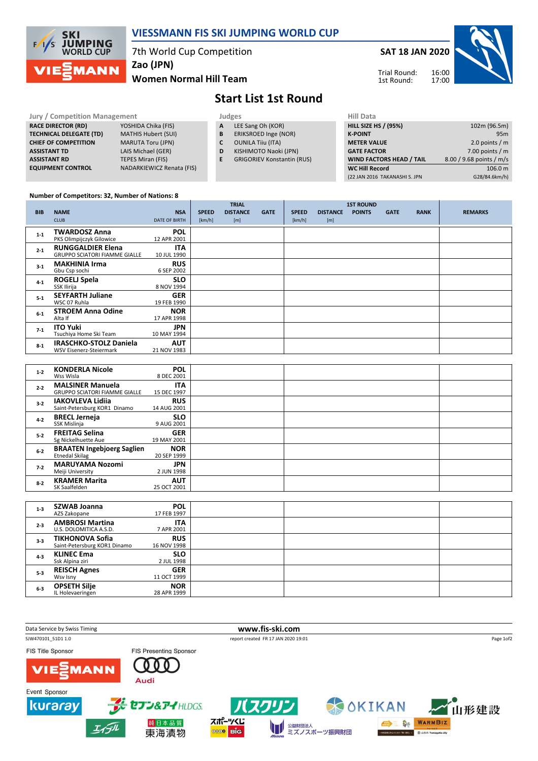# VIESSMANN FIS SKI JUMPING WORLD CUP

7th World Cup Competition
**Zao (JPN)**
**Women Normal Hill Team**

**SAT 18 JAN 2020**

Trial Round: 16:00
1st Round: 17:00

## Start List 1st Round

| Jury / Competition Management | |
|---|---|
| RACE DIRECTOR (RD) | YOSHIDA Chika (FIS) |
| TECHNICAL DELEGATE (TD) | MATHIS Hubert (SUI) |
| CHIEF OF COMPETITION | MARUTA Toru (JPN) |
| ASSISTANT TD | LAIS Michael (GER) |
| ASSISTANT RD | TEPES Miran (FIS) |
| EQUIPMENT CONTROL | NADARKIEWICZ Renata (FIS) |

| Judges | |
|---|---|
| A | LEE Sang Oh (KOR) |
| B | ERIKSROED Inge (NOR) |
| C | OUNILA Tiiu (ITA) |
| D | KISHIMOTO Naoki (JPN) |
| E | GRIGORIEV Konstantin (RUS) |

| Hill Data | |
|---|---|
| HILL SIZE HS / (95%) | 102m (96.5m) |
| K-POINT | 95m |
| METER VALUE | 2.0 points / m |
| GATE FACTOR | 7.00 points / m |
| WIND FACTORS HEAD / TAIL | 8.00 / 9.68 points / m/s |
| WC Hill Record | 106.0 m |
| (22 JAN 2016 TAKANASHI S. JPN | G28/84.6km/h) |

Number of Competitors: 32, Number of Nations: 8

| BIB | NAME / CLUB | NSA / DATE OF BIRTH | TRIAL SPEED [km/h] | TRIAL DISTANCE [m] | TRIAL GATE | 1ST ROUND SPEED [km/h] | 1ST ROUND DISTANCE [m] | 1ST ROUND POINTS | 1ST ROUND GATE | RANK | REMARKS |
|---|---|---|---|---|---|---|---|---|---|---|---|
| 1-1 | TWARDOSZ Anna / PKS Olimpijczyk Gilowice | POL / 12 APR 2001 | | | | | | | | | |
| 2-1 | RUNGGALDIER Elena / GRUPPO SCIATORI FIAMME GIALLE | ITA / 10 JUL 1990 | | | | | | | | | |
| 3-1 | MAKHINIA Irma / Gbu Csp sochi | RUS / 6 SEP 2002 | | | | | | | | | |
| 4-1 | ROGELJ Spela / SSK Ilirija | SLO / 8 NOV 1994 | | | | | | | | | |
| 5-1 | SEYFARTH Juliane / WSC 07 Ruhla | GER / 19 FEB 1990 | | | | | | | | | |
| 6-1 | STROEM Anna Odine / Alta If | NOR / 17 APR 1998 | | | | | | | | | |
| 7-1 | ITO Yuki / Tsuchiya Home Ski Team | JPN / 10 MAY 1994 | | | | | | | | | |
| 8-1 | IRASCHKO-STOLZ Daniela / WSV Eisenerz-Steiermark | AUT / 21 NOV 1983 | | | | | | | | | |
| 1-2 | KONDERLA Nicole / Wss Wisla | POL / 8 DEC 2001 | | | | | | | | | |
| 2-2 | MALSINER Manuela / GRUPPO SCIATORI FIAMME GIALLE | ITA / 15 DEC 1997 | | | | | | | | | |
| 3-2 | IAKOVLEVA Lidiia / Saint-Petersburg KOR1 Dinamo | RUS / 14 AUG 2001 | | | | | | | | | |
| 4-2 | BRECL Jerneja / SSK Mislinja | SLO / 9 AUG 2001 | | | | | | | | | |
| 5-2 | FREITAG Selina / Sg Nickelhuette Aue | GER / 19 MAY 2001 | | | | | | | | | |
| 6-2 | BRAATEN Ingebjoerg Saglien / Etnedal Skilag | NOR / 20 SEP 1999 | | | | | | | | | |
| 7-2 | MARUYAMA Nozomi / Meiji University | JPN / 2 JUN 1998 | | | | | | | | | |
| 8-2 | KRAMER Marita / SK Saalfelden | AUT / 25 OCT 2001 | | | | | | | | | |
| 1-3 | SZWAB Joanna / AZS Zakopane | POL / 17 FEB 1997 | | | | | | | | | |
| 2-3 | AMBROSI Martina / U.S. DOLOMITICA A.S.D. | ITA / 7 APR 2001 | | | | | | | | | |
| 3-3 | TIKHONOVA Sofia / Saint-Petersburg KOR1 Dinamo | RUS / 16 NOV 1998 | | | | | | | | | |
| 4-3 | KLINEC Ema / Ssk Alpina ziri | SLO / 2 JUL 1998 | | | | | | | | | |
| 5-3 | REISCH Agnes / Wsv Isny | GER / 11 OCT 1999 | | | | | | | | | |
| 6-3 | OPSETH Silje / IL Holevaeringen | NOR / 28 APR 1999 | | | | | | | | | |

Data Service by Swiss Timing — www.fis-ski.com

SJW470101_51D1 1.0 — report created FR 17 JAN 2020 19:01

FIS Title Sponsor: VIESSMANN
FIS Presenting Sponsor: Audi
Event Sponsor: kuraray, セブン&アイHLDGS., バスクリン, OKIKAN, 山形建設, エイブル, 東海漬物, スポーツくじ, 公益財団法人 ミズノスポーツ振興財団, WARMBIZ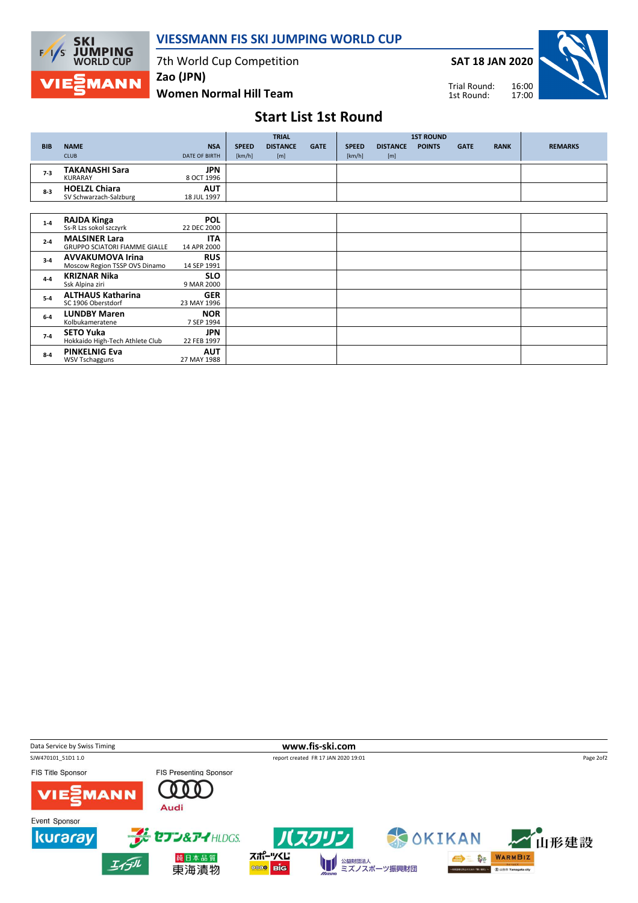# VIESSMANN FIS SKI JUMPING WORLD CUP

7th World Cup Competition
Zao (JPN)
Women Normal Hill Team

SAT 18 JAN 2020

Trial Round: 16:00
1st Round: 17:00

## Start List 1st Round

| BIB | NAME / CLUB | NSA / DATE OF BIRTH | TRIAL SPEED [km/h] | TRIAL DISTANCE [m] | TRIAL GATE | 1ST ROUND SPEED [km/h] | 1ST ROUND DISTANCE [m] | 1ST ROUND POINTS | 1ST ROUND GATE | RANK | REMARKS |
|---|---|---|---|---|---|---|---|---|---|---|---|
| 7-3 | **TAKANASHI Sara** KURARAY | **JPN** 8 OCT 1996 | | | | | | | | | |
| 8-3 | **HOELZL Chiara** SV Schwarzach-Salzburg | **AUT** 18 JUL 1997 | | | | | | | | | |
| 1-4 | **RAJDA Kinga** Ss-R Lzs sokol szczyrk | **POL** 22 DEC 2000 | | | | | | | | | |
| 2-4 | **MALSINER Lara** GRUPPO SCIATORI FIAMME GIALLE | **ITA** 14 APR 2000 | | | | | | | | | |
| 3-4 | **AVVAKUMOVA Irina** Moscow Region TSSP OVS Dinamo | **RUS** 14 SEP 1991 | | | | | | | | | |
| 4-4 | **KRIZNAR Nika** Ssk Alpina ziri | **SLO** 9 MAR 2000 | | | | | | | | | |
| 5-4 | **ALTHAUS Katharina** SC 1906 Oberstdorf | **GER** 23 MAY 1996 | | | | | | | | | |
| 6-4 | **LUNDBY Maren** Kolbukameratene | **NOR** 7 SEP 1994 | | | | | | | | | |
| 7-4 | **SETO Yuka** Hokkaido High-Tech Athlete Club | **JPN** 22 FEB 1997 | | | | | | | | | |
| 8-4 | **PINKELNIG Eva** WSV Tschagguns | **AUT** 27 MAY 1988 | | | | | | | | | |

Data Service by Swiss Timing
www.fis-ski.com
SJW470101_51D1 1.0
report created FR 17 JAN 2020 19:01

FIS Title Sponsor
FIS Presenting Sponsor
Event Sponsor